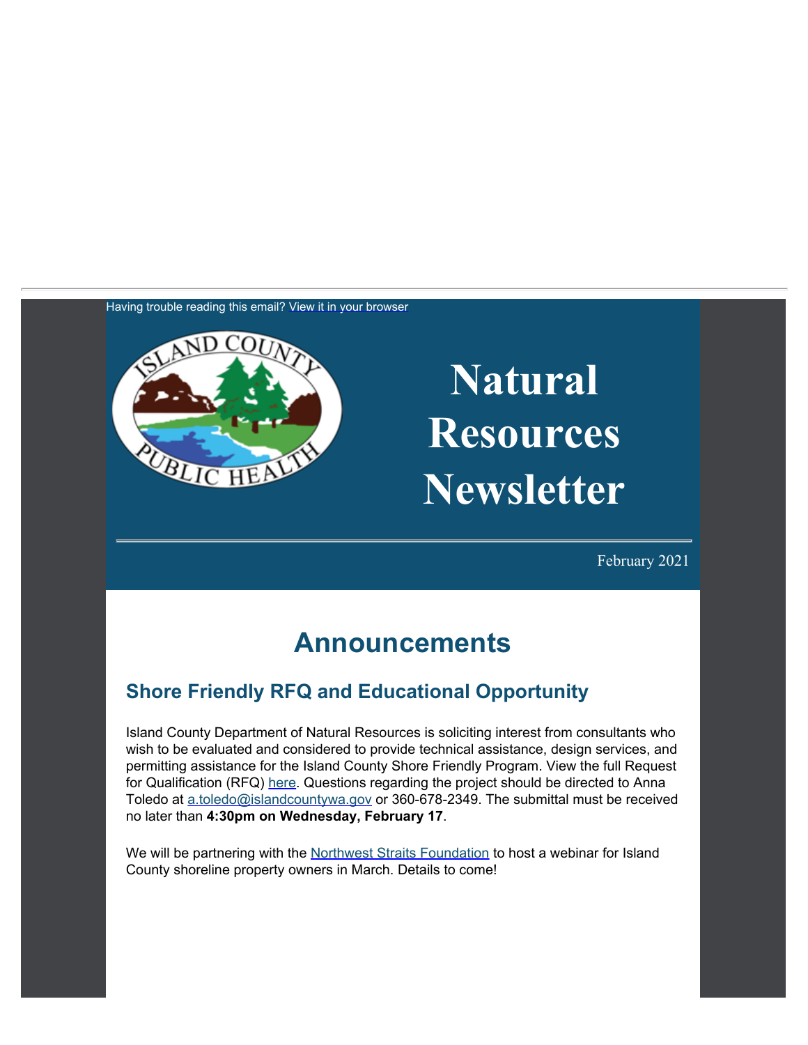Having trouble reading this email? View it in your browser

# Natural Resources Newsletter

February 2021

## Announcements

### Shore Friendly RFQ and Educational Opportunity

Island County Department of Natural Resources is soliciting interest from consultants who wish to be evaluated and considered to provide technical assistance, design services, and permitting assistance for the Island County Shore Friendly Program. View the full Request for Qualification (RFQ) here. Questions regarding the project should be directed to Anna Toledo at a.toledo@islandcountywa.gov or 360-678-2349. The submittal must be received no later than **4:30pm on Wednesday, February 17**.

We will be partnering with the Northwest Straits Foundation to host a webinar for Island County shoreline property owners in March. Details to come!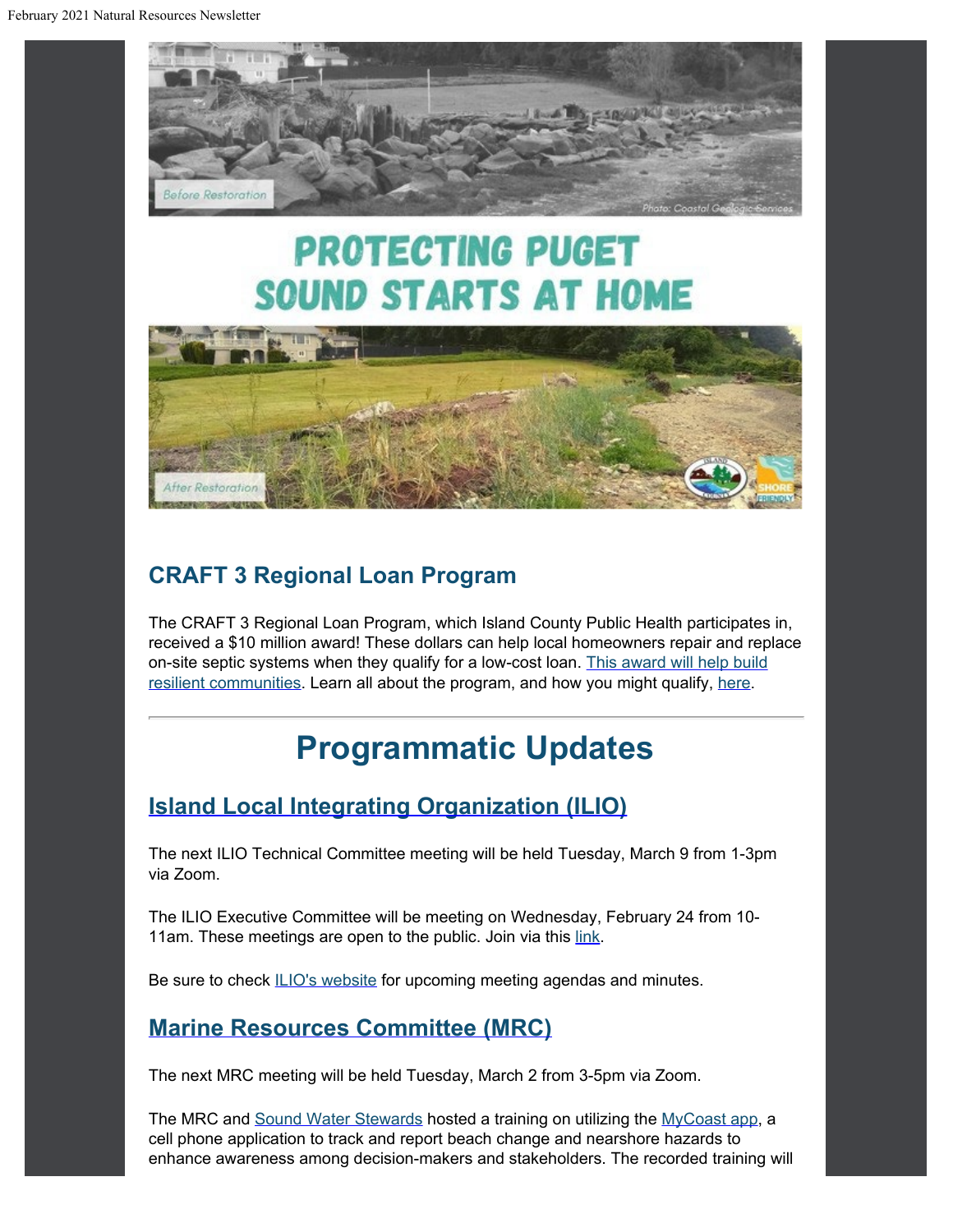PROTECTING PUGET SOUND STARTS AT HOME

## CRAFT 3 Regional Loan Program

The CRAFT 3 Regional Loan Program, which Island County Public Health participates in, received a $10 million award! These dollars can help local homeowners repair and replace on-site septic systems when they qualify for a low-cost loan. This award will help build resilient communities. Learn all about the program, and how you might qualify, here.

---

# Programmatic Updates

## Island Local Integrating Organization (ILIO)

The next ILIO Technical Committee meeting will be held Tuesday, March 9 from 1-3pm via Zoom.

The ILIO Executive Committee will be meeting on Wednesday, February 24 from 10-11am. These meetings are open to the public. Join via this link.

Be sure to check ILIO's website for upcoming meeting agendas and minutes.

## Marine Resources Committee (MRC)

The next MRC meeting will be held Tuesday, March 2 from 3-5pm via Zoom.

The MRC and Sound Water Stewards hosted a training on utilizing the MyCoast app, a cell phone application to track and report beach change and nearshore hazards to enhance awareness among decision-makers and stakeholders. The recorded training will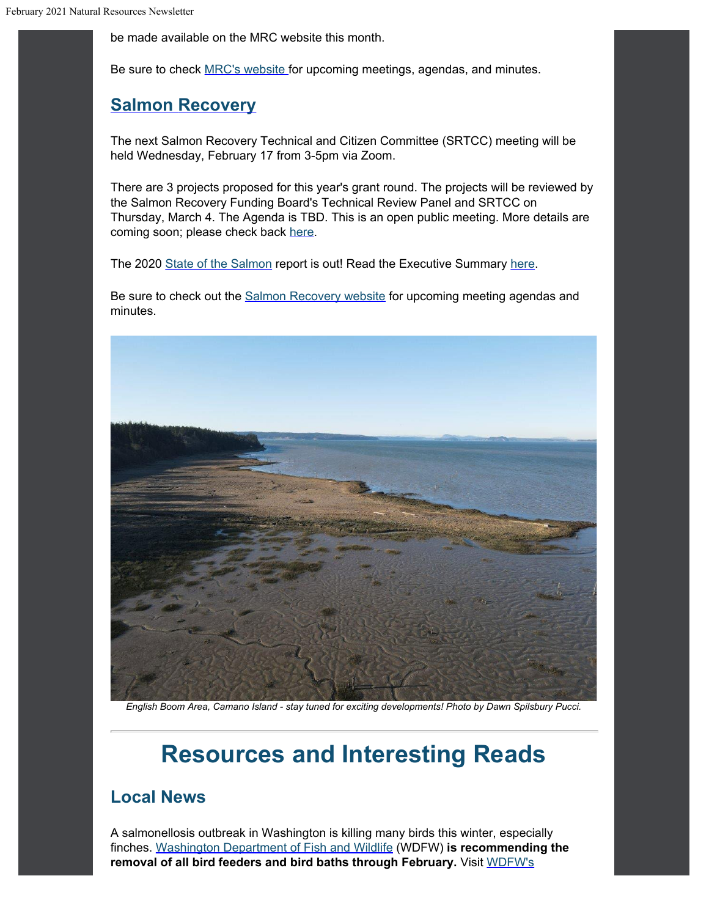be made available on the MRC website this month.

Be sure to check MRC's website for upcoming meetings, agendas, and minutes.

## Salmon Recovery

The next Salmon Recovery Technical and Citizen Committee (SRTCC) meeting will be held Wednesday, February 17 from 3-5pm via Zoom.

There are 3 projects proposed for this year's grant round. The projects will be reviewed by the Salmon Recovery Funding Board's Technical Review Panel and SRTCC on Thursday, March 4. The Agenda is TBD. This is an open public meeting. More details are coming soon; please check back here.

The 2020 State of the Salmon report is out! Read the Executive Summary here.

Be sure to check out the Salmon Recovery website for upcoming meeting agendas and minutes.

*English Boom Area, Camano Island - stay tuned for exciting developments! Photo by Dawn Spilsbury Pucci.*

# Resources and Interesting Reads

## Local News

A salmonellosis outbreak in Washington is killing many birds this winter, especially finches. Washington Department of Fish and Wildlife (WDFW) **is recommending the removal of all bird feeders and bird baths through February.** Visit WDFW's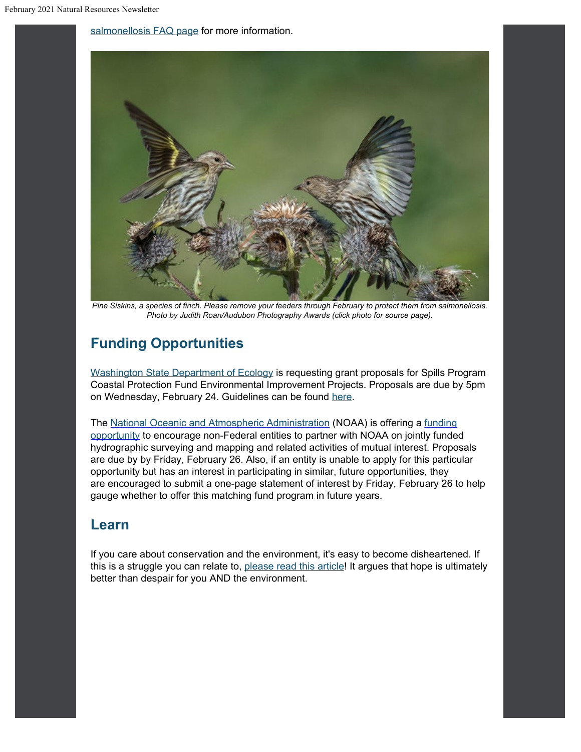salmonellosis FAQ page for more information.

*Pine Siskins, a species of finch. Please remove your feeders through February to protect them from salmonellosis. Photo by Judith Roan/Audubon Photography Awards (click photo for source page).*

## Funding Opportunities

Washington State Department of Ecology is requesting grant proposals for Spills Program Coastal Protection Fund Environmental Improvement Projects. Proposals are due by 5pm on Wednesday, February 24. Guidelines can be found here.

The National Oceanic and Atmospheric Administration (NOAA) is offering a funding opportunity to encourage non-Federal entities to partner with NOAA on jointly funded hydrographic surveying and mapping and related activities of mutual interest. Proposals are due by by Friday, February 26. Also, if an entity is unable to apply for this particular opportunity but has an interest in participating in similar, future opportunities, they are encouraged to submit a one-page statement of interest by Friday, February 26 to help gauge whether to offer this matching fund program in future years.

## Learn

If you care about conservation and the environment, it's easy to become disheartened. If this is a struggle you can relate to, please read this article! It argues that hope is ultimately better than despair for you AND the environment.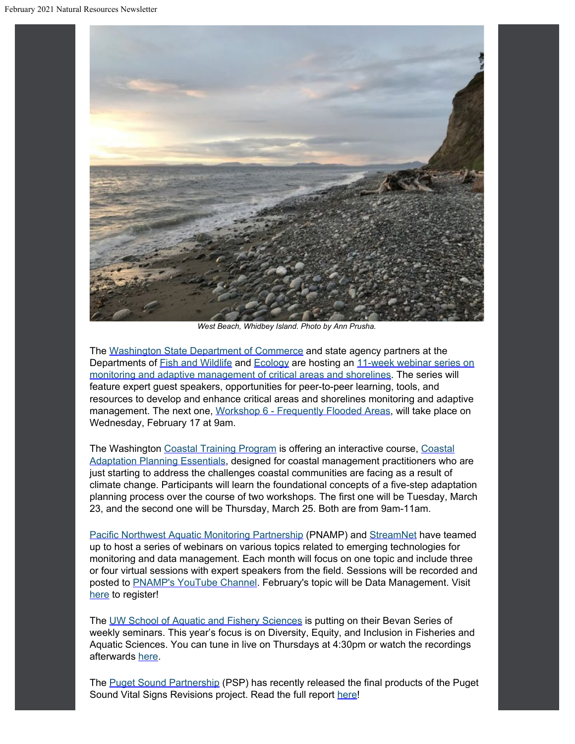*West Beach, Whidbey Island. Photo by Ann Prusha.*

The Washington State Department of Commerce and state agency partners at the Departments of Fish and Wildlife and Ecology are hosting an 11-week webinar series on monitoring and adaptive management of critical areas and shorelines. The series will feature expert guest speakers, opportunities for peer-to-peer learning, tools, and resources to develop and enhance critical areas and shorelines monitoring and adaptive management. The next one, Workshop 6 - Frequently Flooded Areas, will take place on Wednesday, February 17 at 9am.

The Washington Coastal Training Program is offering an interactive course, Coastal Adaptation Planning Essentials, designed for coastal management practitioners who are just starting to address the challenges coastal communities are facing as a result of climate change. Participants will learn the foundational concepts of a five-step adaptation planning process over the course of two workshops. The first one will be Tuesday, March 23, and the second one will be Thursday, March 25. Both are from 9am-11am.

Pacific Northwest Aquatic Monitoring Partnership (PNAMP) and StreamNet have teamed up to host a series of webinars on various topics related to emerging technologies for monitoring and data management. Each month will focus on one topic and include three or four virtual sessions with expert speakers from the field. Sessions will be recorded and posted to PNAMP's YouTube Channel. February's topic will be Data Management. Visit here to register!

The UW School of Aquatic and Fishery Sciences is putting on their Bevan Series of weekly seminars. This year's focus is on Diversity, Equity, and Inclusion in Fisheries and Aquatic Sciences. You can tune in live on Thursdays at 4:30pm or watch the recordings afterwards here.

The Puget Sound Partnership (PSP) has recently released the final products of the Puget Sound Vital Signs Revisions project. Read the full report here!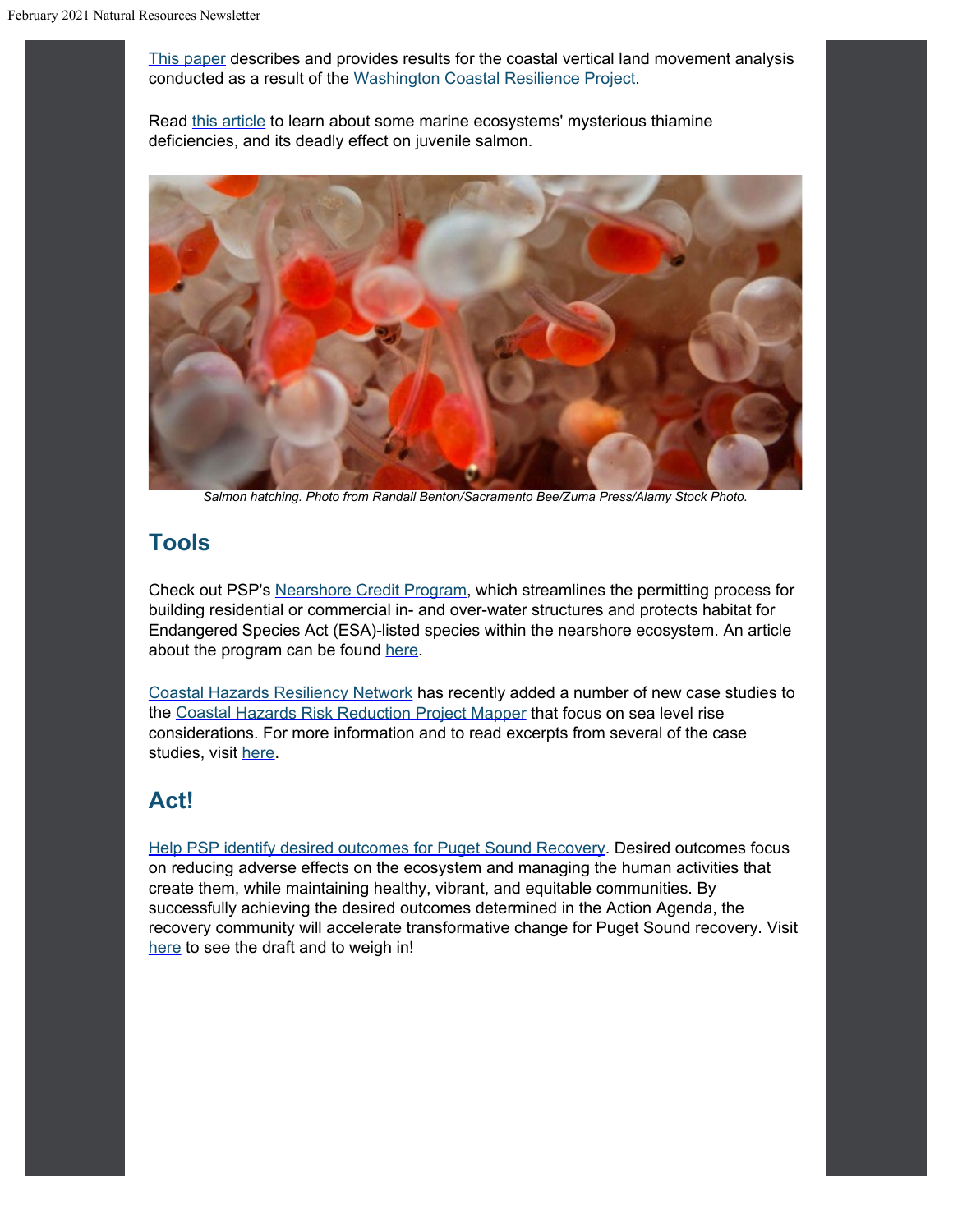This paper describes and provides results for the coastal vertical land movement analysis conducted as a result of the Washington Coastal Resilience Project.

Read this article to learn about some marine ecosystems' mysterious thiamine deficiencies, and its deadly effect on juvenile salmon.

*Salmon hatching. Photo from Randall Benton/Sacramento Bee/Zuma Press/Alamy Stock Photo.*

## Tools

Check out PSP's Nearshore Credit Program, which streamlines the permitting process for building residential or commercial in- and over-water structures and protects habitat for Endangered Species Act (ESA)-listed species within the nearshore ecosystem. An article about the program can be found here.

Coastal Hazards Resiliency Network has recently added a number of new case studies to the Coastal Hazards Risk Reduction Project Mapper that focus on sea level rise considerations. For more information and to read excerpts from several of the case studies, visit here.

## Act!

Help PSP identify desired outcomes for Puget Sound Recovery. Desired outcomes focus on reducing adverse effects on the ecosystem and managing the human activities that create them, while maintaining healthy, vibrant, and equitable communities. By successfully achieving the desired outcomes determined in the Action Agenda, the recovery community will accelerate transformative change for Puget Sound recovery. Visit here to see the draft and to weigh in!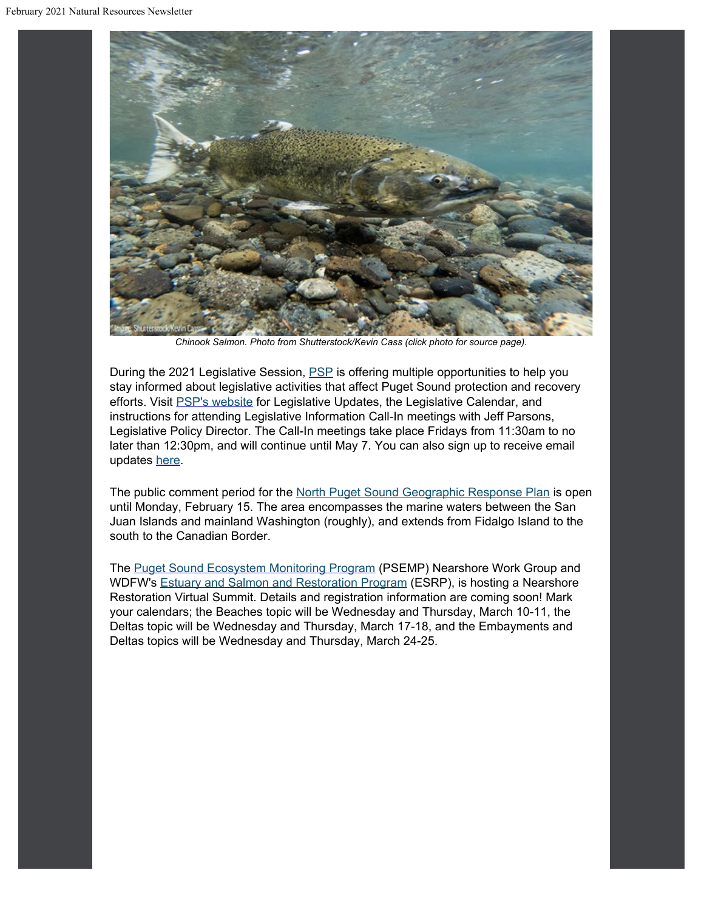*Chinook Salmon. Photo from Shutterstock/Kevin Cass (click photo for source page).*

During the 2021 Legislative Session, PSP is offering multiple opportunities to help you stay informed about legislative activities that affect Puget Sound protection and recovery efforts. Visit PSP's website for Legislative Updates, the Legislative Calendar, and instructions for attending Legislative Information Call-In meetings with Jeff Parsons, Legislative Policy Director. The Call-In meetings take place Fridays from 11:30am to no later than 12:30pm, and will continue until May 7. You can also sign up to receive email updates here.

The public comment period for the North Puget Sound Geographic Response Plan is open until Monday, February 15. The area encompasses the marine waters between the San Juan Islands and mainland Washington (roughly), and extends from Fidalgo Island to the south to the Canadian Border.

The Puget Sound Ecosystem Monitoring Program (PSEMP) Nearshore Work Group and WDFW's Estuary and Salmon and Restoration Program (ESRP), is hosting a Nearshore Restoration Virtual Summit. Details and registration information are coming soon! Mark your calendars; the Beaches topic will be Wednesday and Thursday, March 10-11, the Deltas topic will be Wednesday and Thursday, March 17-18, and the Embayments and Deltas topics will be Wednesday and Thursday, March 24-25.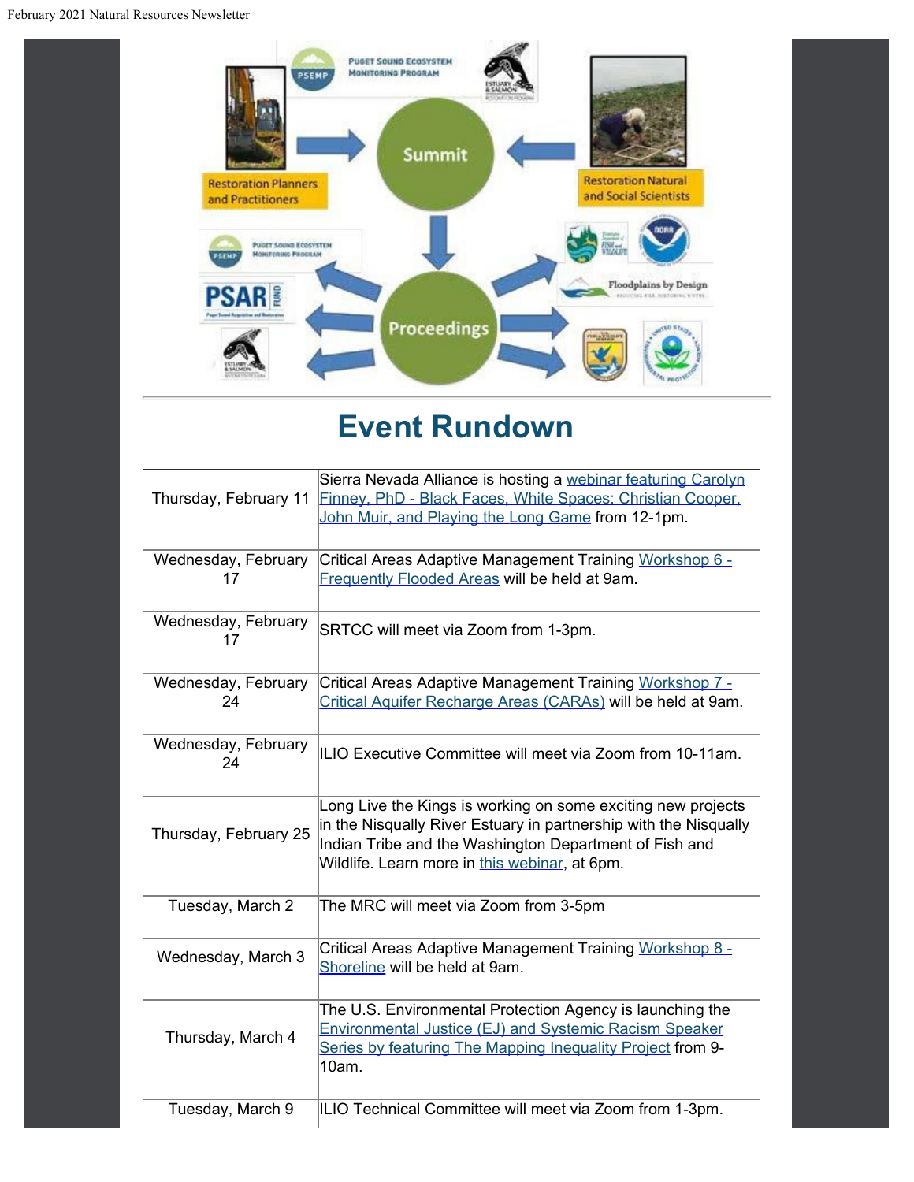# Event Rundown

| | |
|---|---|
| Thursday, February 11 | Sierra Nevada Alliance is hosting a webinar featuring Carolyn Finney, PhD - Black Faces, White Spaces: Christian Cooper, John Muir, and Playing the Long Game from 12-1pm. |
| Wednesday, February 17 | Critical Areas Adaptive Management Training Workshop 6 - Frequently Flooded Areas will be held at 9am. |
| Wednesday, February 17 | SRTCC will meet via Zoom from 1-3pm. |
| Wednesday, February 24 | Critical Areas Adaptive Management Training Workshop 7 - Critical Aquifer Recharge Areas (CARAs) will be held at 9am. |
| Wednesday, February 24 | ILIO Executive Committee will meet via Zoom from 10-11am. |
| Thursday, February 25 | Long Live the Kings is working on some exciting new projects in the Nisqually River Estuary in partnership with the Nisqually Indian Tribe and the Washington Department of Fish and Wildlife. Learn more in this webinar, at 6pm. |
| Tuesday, March 2 | The MRC will meet via Zoom from 3-5pm |
| Wednesday, March 3 | Critical Areas Adaptive Management Training Workshop 8 - Shoreline will be held at 9am. |
| Thursday, March 4 | The U.S. Environmental Protection Agency is launching the Environmental Justice (EJ) and Systemic Racism Speaker Series by featuring The Mapping Inequality Project from 9-10am. |
| Tuesday, March 9 | ILIO Technical Committee will meet via Zoom from 1-3pm. |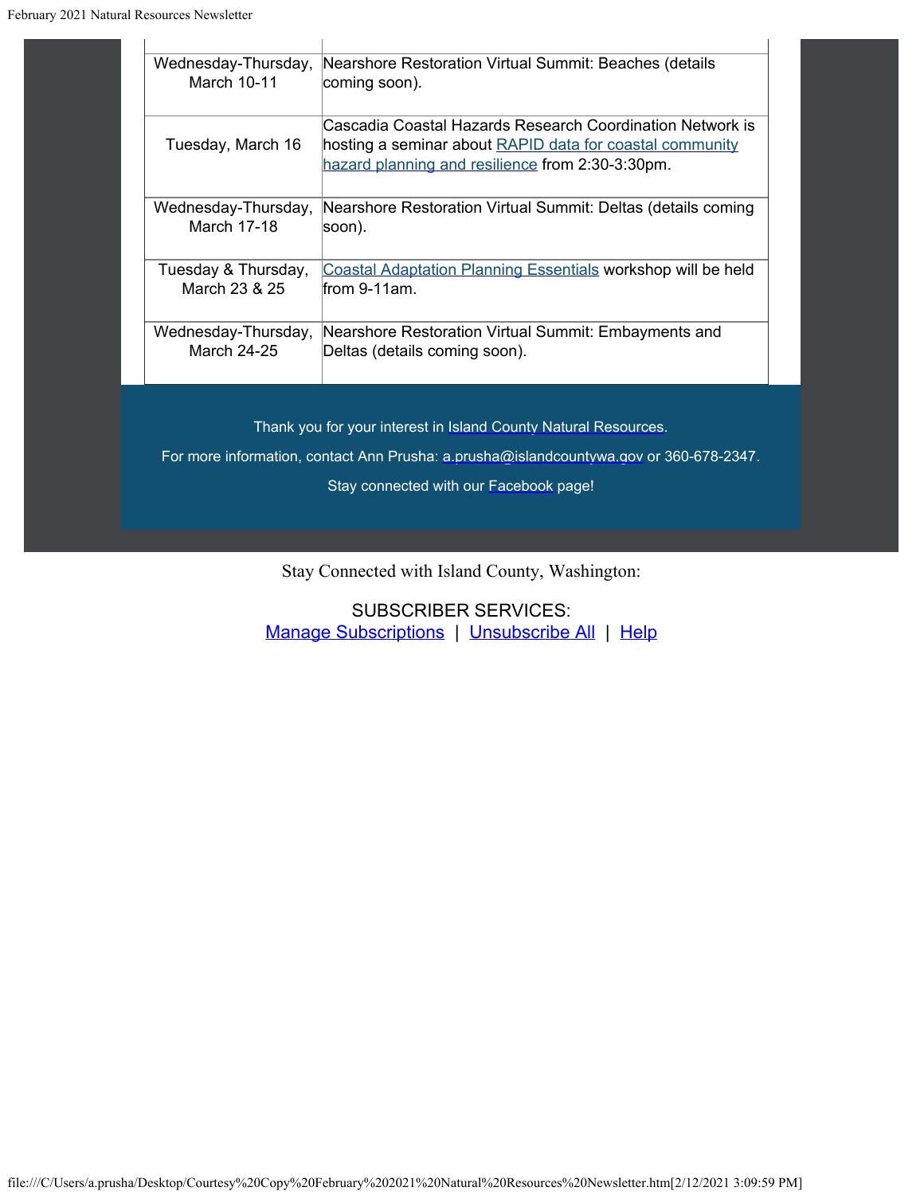| | |
|---|---|
| Wednesday-Thursday, March 10-11 | Nearshore Restoration Virtual Summit: Beaches (details coming soon). |
| Tuesday, March 16 | Cascadia Coastal Hazards Research Coordination Network is hosting a seminar about RAPID data for coastal community hazard planning and resilience from 2:30-3:30pm. |
| Wednesday-Thursday, March 17-18 | Nearshore Restoration Virtual Summit: Deltas (details coming soon). |
| Tuesday & Thursday, March 23 & 25 | Coastal Adaptation Planning Essentials workshop will be held from 9-11am. |
| Wednesday-Thursday, March 24-25 | Nearshore Restoration Virtual Summit: Embayments and Deltas (details coming soon). |

Thank you for your interest in Island County Natural Resources.

For more information, contact Ann Prusha: a.prusha@islandcountywa.gov or 360-678-2347.

Stay connected with our Facebook page!

Stay Connected with Island County, Washington:

SUBSCRIBER SERVICES:
Manage Subscriptions | Unsubscribe All | Help